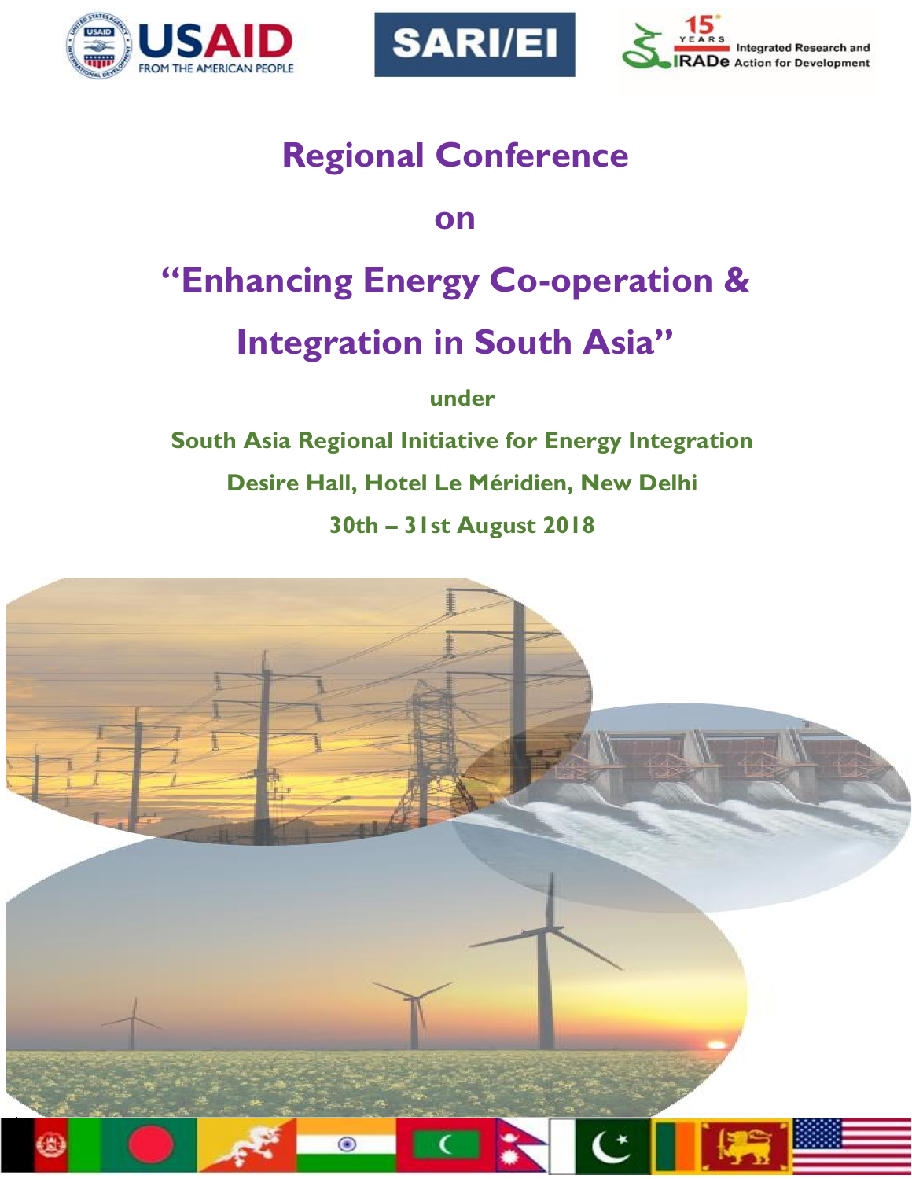# Regional Conference

# on

# "Enhancing Energy Co-operation & Integration in South Asia"

**under**

**South Asia Regional Initiative for Energy Integration**

**Desire Hall, Hotel Le Méridien, New Delhi**

**30th – 31st August 2018**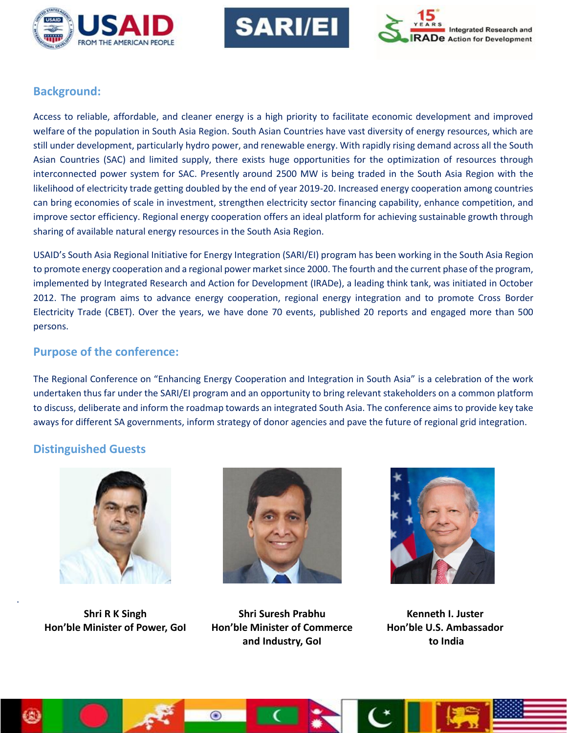## Background:

Access to reliable, affordable, and cleaner energy is a high priority to facilitate economic development and improved welfare of the population in South Asia Region. South Asian Countries have vast diversity of energy resources, which are still under development, particularly hydro power, and renewable energy. With rapidly rising demand across all the South Asian Countries (SAC) and limited supply, there exists huge opportunities for the optimization of resources through interconnected power system for SAC. Presently around 2500 MW is being traded in the South Asia Region with the likelihood of electricity trade getting doubled by the end of year 2019-20. Increased energy cooperation among countries can bring economies of scale in investment, strengthen electricity sector financing capability, enhance competition, and improve sector efficiency. Regional energy cooperation offers an ideal platform for achieving sustainable growth through sharing of available natural energy resources in the South Asia Region.

USAID's South Asia Regional Initiative for Energy Integration (SARI/EI) program has been working in the South Asia Region to promote energy cooperation and a regional power market since 2000. The fourth and the current phase of the program, implemented by Integrated Research and Action for Development (IRADe), a leading think tank, was initiated in October 2012. The program aims to advance energy cooperation, regional energy integration and to promote Cross Border Electricity Trade (CBET). Over the years, we have done 70 events, published 20 reports and engaged more than 500 persons.

## Purpose of the conference:

The Regional Conference on "Enhancing Energy Cooperation and Integration in South Asia" is a celebration of the work undertaken thus far under the SARI/EI program and an opportunity to bring relevant stakeholders on a common platform to discuss, deliberate and inform the roadmap towards an integrated South Asia. The conference aims to provide key take aways for different SA governments, inform strategy of donor agencies and pave the future of regional grid integration.

## Distinguished Guests

**Shri R K Singh**
**Hon'ble Minister of Power, GoI**

**Shri Suresh Prabhu**
**Hon'ble Minister of Commerce and Industry, GoI**

**Kenneth I. Juster**
**Hon'ble U.S. Ambassador to India**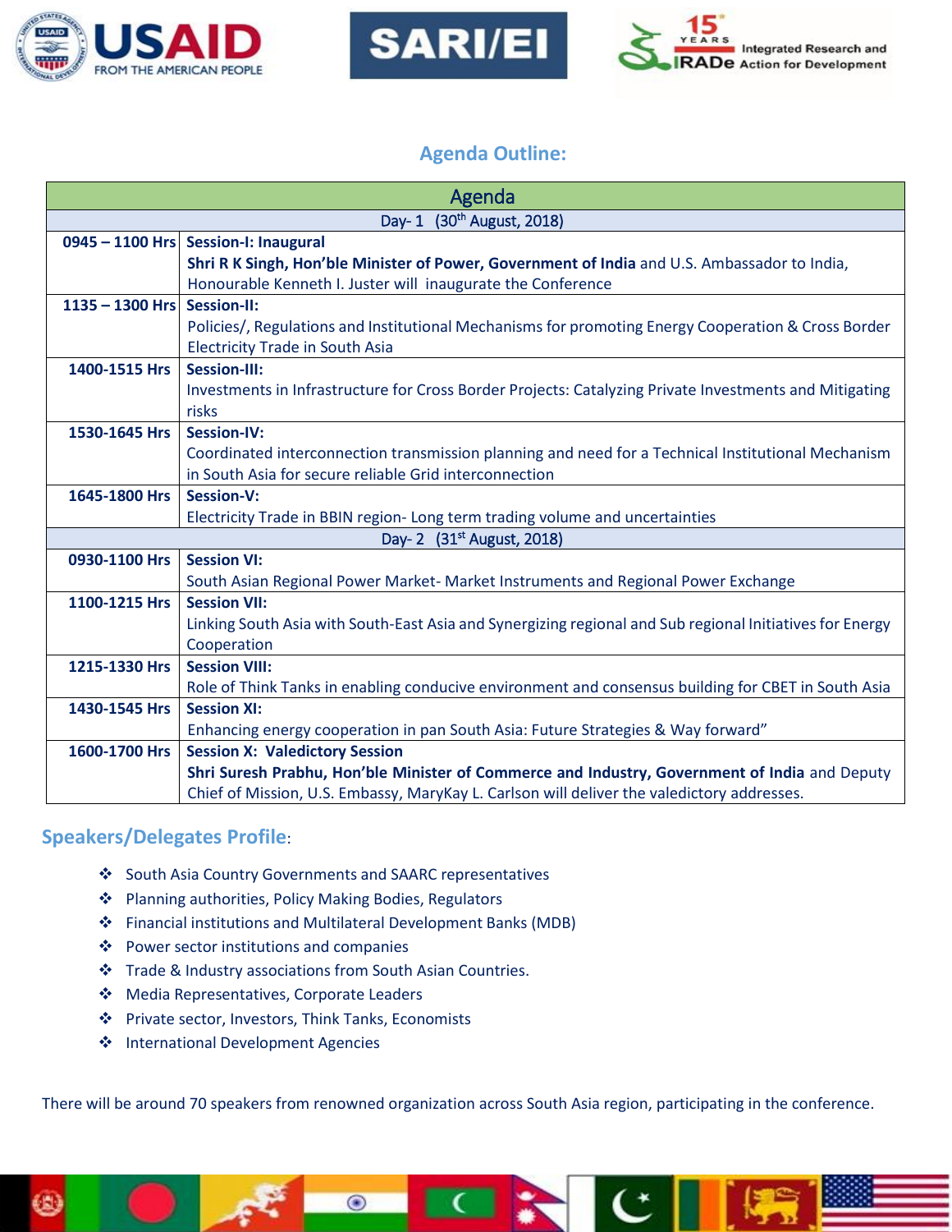## Agenda Outline:

| Agenda | |
|---|---|
| Day- 1 (30th August, 2018) | |
| **0945 – 1100 Hrs** | **Session-I: Inaugural**<br>**Shri R K Singh, Hon'ble Minister of Power, Government of India** and U.S. Ambassador to India, Honourable Kenneth I. Juster will inaugurate the Conference |
| **1135 – 1300 Hrs** | **Session-II:**<br>Policies/, Regulations and Institutional Mechanisms for promoting Energy Cooperation & Cross Border Electricity Trade in South Asia |
| **1400-1515 Hrs** | **Session-III:**<br>Investments in Infrastructure for Cross Border Projects: Catalyzing Private Investments and Mitigating risks |
| **1530-1645 Hrs** | **Session-IV:**<br>Coordinated interconnection transmission planning and need for a Technical Institutional Mechanism in South Asia for secure reliable Grid interconnection |
| **1645-1800 Hrs** | **Session-V:**<br>Electricity Trade in BBIN region- Long term trading volume and uncertainties |
| Day- 2 (31st August, 2018) | |
| **0930-1100 Hrs** | **Session VI:**<br>South Asian Regional Power Market- Market Instruments and Regional Power Exchange |
| **1100-1215 Hrs** | **Session VII:**<br>Linking South Asia with South-East Asia and Synergizing regional and Sub regional Initiatives for Energy Cooperation |
| **1215-1330 Hrs** | **Session VIII:**<br>Role of Think Tanks in enabling conducive environment and consensus building for CBET in South Asia |
| **1430-1545 Hrs** | **Session XI:**<br>Enhancing energy cooperation in pan South Asia: Future Strategies & Way forward" |
| **1600-1700 Hrs** | **Session X: Valedictory Session**<br>**Shri Suresh Prabhu, Hon'ble Minister of Commerce and Industry, Government of India** and Deputy Chief of Mission, U.S. Embassy, MaryKay L. Carlson will deliver the valedictory addresses. |

## Speakers/Delegates Profile:

- South Asia Country Governments and SAARC representatives
- Planning authorities, Policy Making Bodies, Regulators
- Financial institutions and Multilateral Development Banks (MDB)
- Power sector institutions and companies
- Trade & Industry associations from South Asian Countries.
- Media Representatives, Corporate Leaders
- Private sector, Investors, Think Tanks, Economists
- International Development Agencies

There will be around 70 speakers from renowned organization across South Asia region, participating in the conference.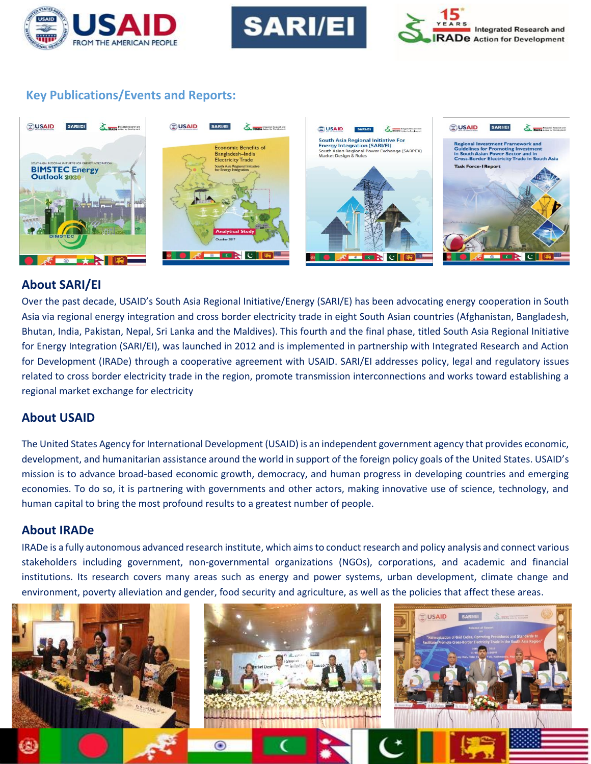## Key Publications/Events and Reports:

## About SARI/EI

Over the past decade, USAID's South Asia Regional Initiative/Energy (SARI/E) has been advocating energy cooperation in South Asia via regional energy integration and cross border electricity trade in eight South Asian countries (Afghanistan, Bangladesh, Bhutan, India, Pakistan, Nepal, Sri Lanka and the Maldives). This fourth and the final phase, titled South Asia Regional Initiative for Energy Integration (SARI/EI), was launched in 2012 and is implemented in partnership with Integrated Research and Action for Development (IRADe) through a cooperative agreement with USAID. SARI/EI addresses policy, legal and regulatory issues related to cross border electricity trade in the region, promote transmission interconnections and works toward establishing a regional market exchange for electricity

## About USAID

The United States Agency for International Development (USAID) is an independent government agency that provides economic, development, and humanitarian assistance around the world in support of the foreign policy goals of the United States. USAID's mission is to advance broad-based economic growth, democracy, and human progress in developing countries and emerging economies. To do so, it is partnering with governments and other actors, making innovative use of science, technology, and human capital to bring the most profound results to a greatest number of people.

## About IRADe

IRADe is a fully autonomous advanced research institute, which aims to conduct research and policy analysis and connect various stakeholders including government, non-governmental organizations (NGOs), corporations, and academic and financial institutions. Its research covers many areas such as energy and power systems, urban development, climate change and environment, poverty alleviation and gender, food security and agriculture, as well as the policies that affect these areas.